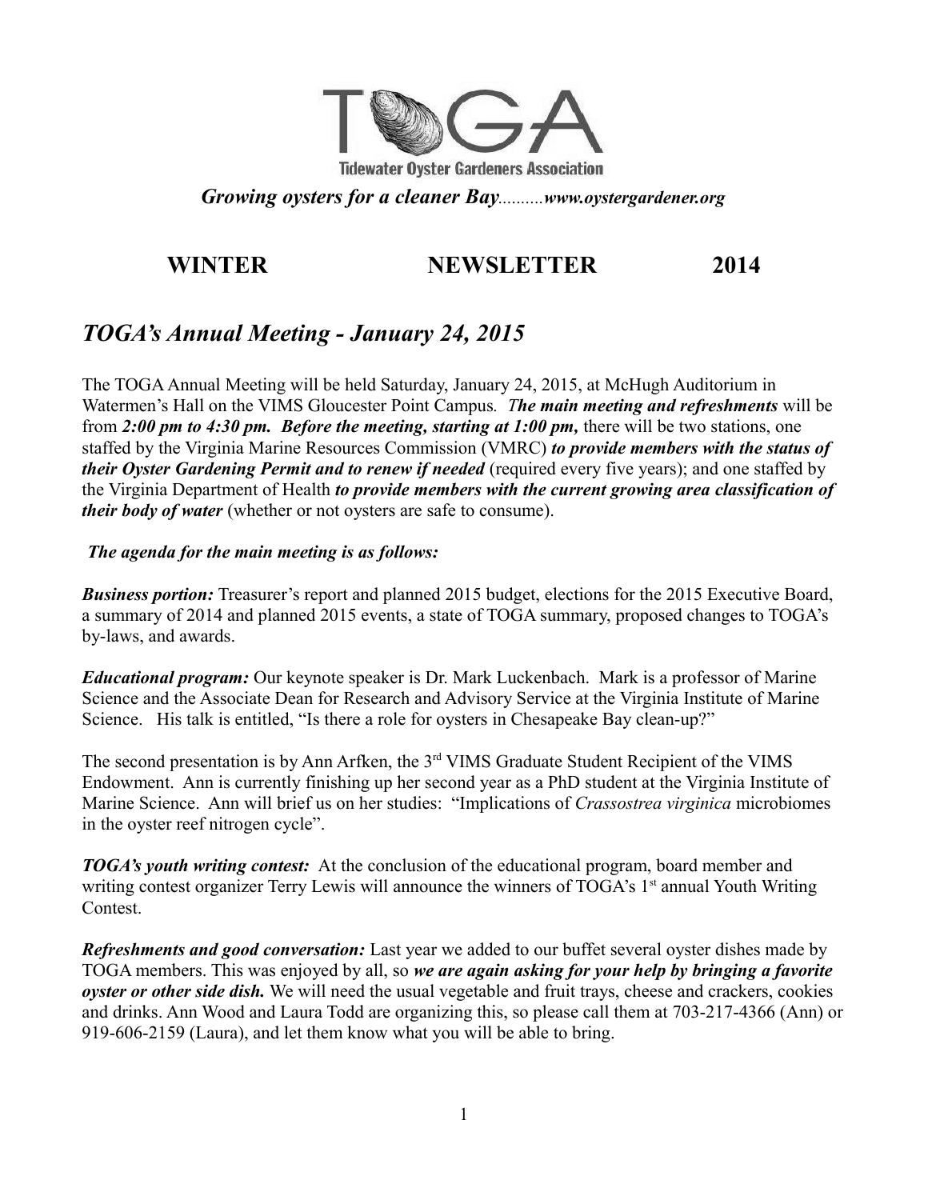# TOGA

**Tidewater Oyster Gardeners Association**

***Growing oysters for a cleaner Bay**..........**www.oystergardener.org***

## WINTER NEWSLETTER 2014

## *TOGA's Annual Meeting - January 24, 2015*

The TOGA Annual Meeting will be held Saturday, January 24, 2015, at McHugh Auditorium in Watermen's Hall on the VIMS Gloucester Point Campus. ***The main meeting and refreshments*** will be from ***2:00 pm to 4:30 pm. Before the meeting, starting at 1:00 pm,*** there will be two stations, one staffed by the Virginia Marine Resources Commission (VMRC) ***to provide members with the status of their Oyster Gardening Permit and to renew if needed*** (required every five years); and one staffed by the Virginia Department of Health ***to provide members with the current growing area classification of their body of water*** (whether or not oysters are safe to consume).

***The agenda for the main meeting is as follows:***

***Business portion:*** Treasurer's report and planned 2015 budget, elections for the 2015 Executive Board, a summary of 2014 and planned 2015 events, a state of TOGA summary, proposed changes to TOGA's by-laws, and awards.

***Educational program:*** Our keynote speaker is Dr. Mark Luckenbach. Mark is a professor of Marine Science and the Associate Dean for Research and Advisory Service at the Virginia Institute of Marine Science. His talk is entitled, "Is there a role for oysters in Chesapeake Bay clean-up?"

The second presentation is by Ann Arfken, the 3rd VIMS Graduate Student Recipient of the VIMS Endowment. Ann is currently finishing up her second year as a PhD student at the Virginia Institute of Marine Science. Ann will brief us on her studies: "Implications of *Crassostrea virginica* microbiomes in the oyster reef nitrogen cycle".

***TOGA's youth writing contest:*** At the conclusion of the educational program, board member and writing contest organizer Terry Lewis will announce the winners of TOGA's 1st annual Youth Writing Contest.

***Refreshments and good conversation:*** Last year we added to our buffet several oyster dishes made by TOGA members. This was enjoyed by all, so ***we are again asking for your help by bringing a favorite oyster or other side dish.*** We will need the usual vegetable and fruit trays, cheese and crackers, cookies and drinks. Ann Wood and Laura Todd are organizing this, so please call them at 703-217-4366 (Ann) or 919-606-2159 (Laura), and let them know what you will be able to bring.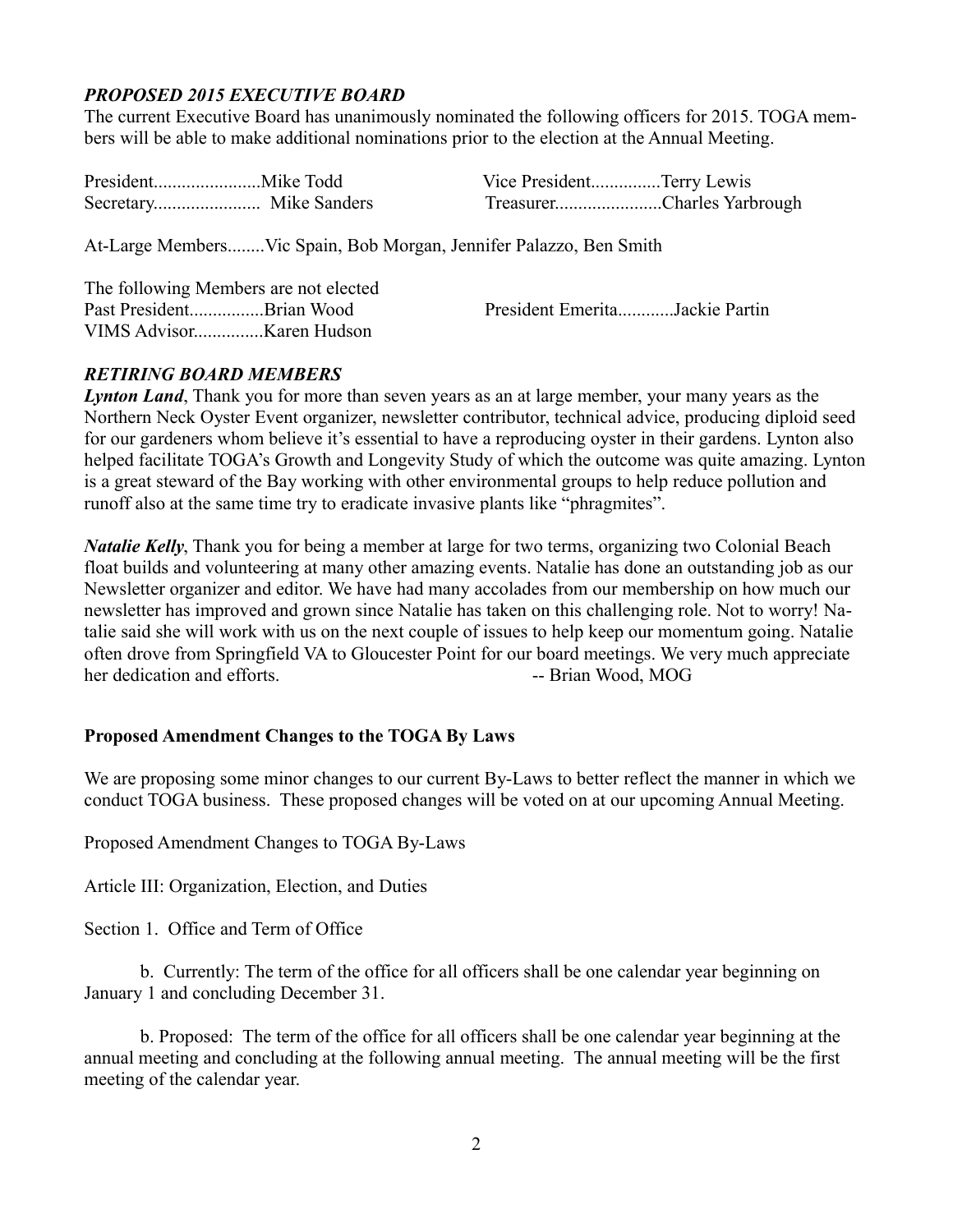### *PROPOSED 2015 EXECUTIVE BOARD*

The current Executive Board has unanimously nominated the following officers for 2015. TOGA members will be able to make additional nominations prior to the election at the Annual Meeting.

President.......................Mike Todd

Vice President...............Terry Lewis

Secretary....................... Mike Sanders

Treasurer.......................Charles Yarbrough

At-Large Members........Vic Spain, Bob Morgan, Jennifer Palazzo, Ben Smith

The following Members are not elected

Past President................Brian Wood

President Emerita............Jackie Partin

VIMS Advisor...............Karen Hudson

### *RETIRING BOARD MEMBERS*

***Lynton Land***, Thank you for more than seven years as an at large member, your many years as the Northern Neck Oyster Event organizer, newsletter contributor, technical advice, producing diploid seed for our gardeners whom believe it's essential to have a reproducing oyster in their gardens. Lynton also helped facilitate TOGA's Growth and Longevity Study of which the outcome was quite amazing. Lynton is a great steward of the Bay working with other environmental groups to help reduce pollution and runoff also at the same time try to eradicate invasive plants like "phragmites".

***Natalie Kelly***, Thank you for being a member at large for two terms, organizing two Colonial Beach float builds and volunteering at many other amazing events. Natalie has done an outstanding job as our Newsletter organizer and editor. We have had many accolades from our membership on how much our newsletter has improved and grown since Natalie has taken on this challenging role. Not to worry! Natalie said she will work with us on the next couple of issues to help keep our momentum going. Natalie often drove from Springfield VA to Gloucester Point for our board meetings. We very much appreciate her dedication and efforts. -- Brian Wood, MOG

### **Proposed Amendment Changes to the TOGA By Laws**

We are proposing some minor changes to our current By-Laws to better reflect the manner in which we conduct TOGA business. These proposed changes will be voted on at our upcoming Annual Meeting.

Proposed Amendment Changes to TOGA By-Laws

Article III: Organization, Election, and Duties

Section 1. Office and Term of Office

b. Currently: The term of the office for all officers shall be one calendar year beginning on January 1 and concluding December 31.

b. Proposed: The term of the office for all officers shall be one calendar year beginning at the annual meeting and concluding at the following annual meeting. The annual meeting will be the first meeting of the calendar year.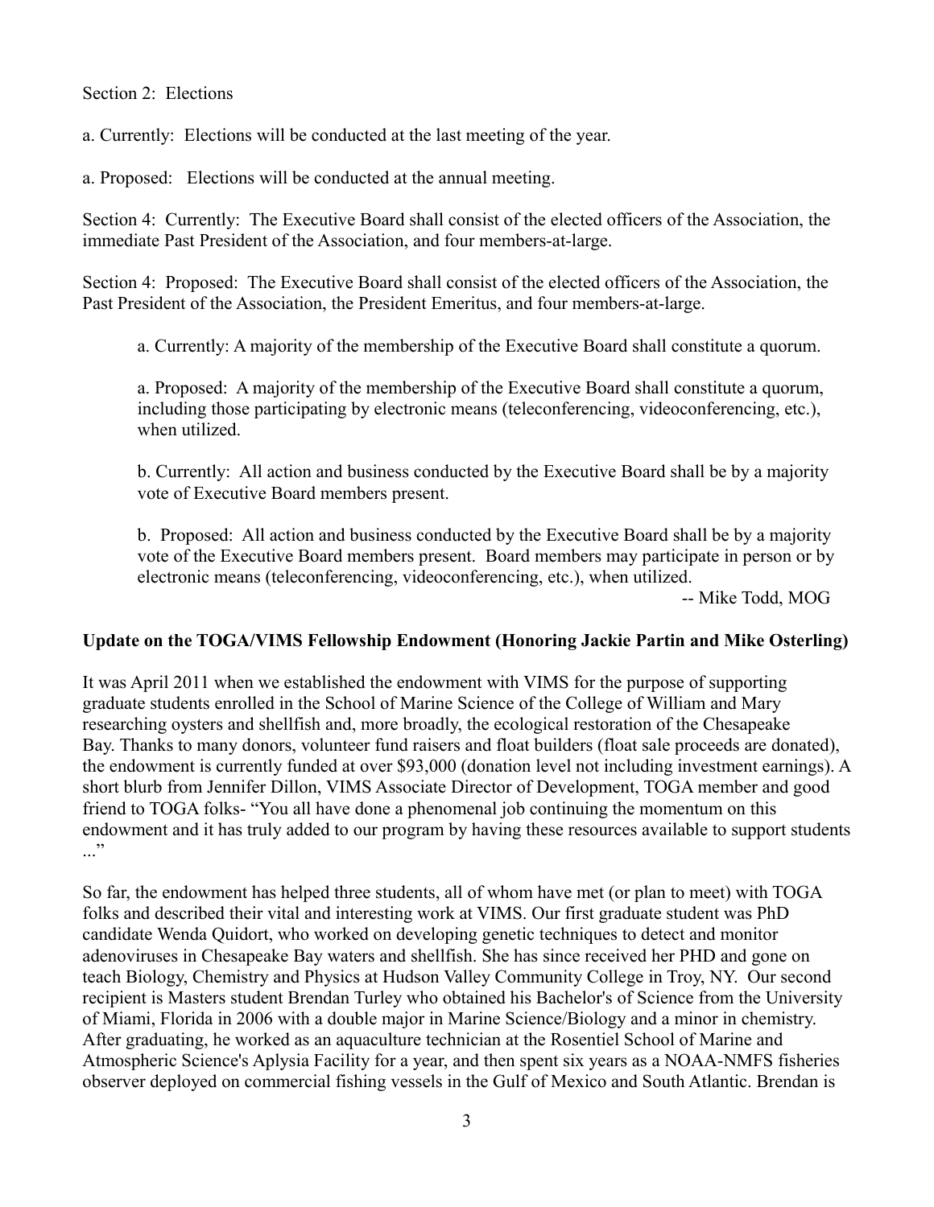Section 2: Elections

a. Currently: Elections will be conducted at the last meeting of the year.

a. Proposed: Elections will be conducted at the annual meeting.

Section 4: Currently: The Executive Board shall consist of the elected officers of the Association, the immediate Past President of the Association, and four members-at-large.

Section 4: Proposed: The Executive Board shall consist of the elected officers of the Association, the Past President of the Association, the President Emeritus, and four members-at-large.

> a. Currently: A majority of the membership of the Executive Board shall constitute a quorum.
>
> a. Proposed: A majority of the membership of the Executive Board shall constitute a quorum, including those participating by electronic means (teleconferencing, videoconferencing, etc.), when utilized.
>
> b. Currently: All action and business conducted by the Executive Board shall be by a majority vote of Executive Board members present.
>
> b. Proposed: All action and business conducted by the Executive Board shall be by a majority vote of the Executive Board members present. Board members may participate in person or by electronic means (teleconferencing, videoconferencing, etc.), when utilized.

-- Mike Todd, MOG

**Update on the TOGA/VIMS Fellowship Endowment (Honoring Jackie Partin and Mike Osterling)**

It was April 2011 when we established the endowment with VIMS for the purpose of supporting graduate students enrolled in the School of Marine Science of the College of William and Mary researching oysters and shellfish and, more broadly, the ecological restoration of the Chesapeake Bay. Thanks to many donors, volunteer fund raisers and float builders (float sale proceeds are donated), the endowment is currently funded at over $93,000 (donation level not including investment earnings). A short blurb from Jennifer Dillon, VIMS Associate Director of Development, TOGA member and good friend to TOGA folks- "You all have done a phenomenal job continuing the momentum on this endowment and it has truly added to our program by having these resources available to support students ..."

So far, the endowment has helped three students, all of whom have met (or plan to meet) with TOGA folks and described their vital and interesting work at VIMS. Our first graduate student was PhD candidate Wenda Quidort, who worked on developing genetic techniques to detect and monitor adenoviruses in Chesapeake Bay waters and shellfish. She has since received her PHD and gone on teach Biology, Chemistry and Physics at Hudson Valley Community College in Troy, NY. Our second recipient is Masters student Brendan Turley who obtained his Bachelor's of Science from the University of Miami, Florida in 2006 with a double major in Marine Science/Biology and a minor in chemistry. After graduating, he worked as an aquaculture technician at the Rosentiel School of Marine and Atmospheric Science's Aplysia Facility for a year, and then spent six years as a NOAA-NMFS fisheries observer deployed on commercial fishing vessels in the Gulf of Mexico and South Atlantic. Brendan is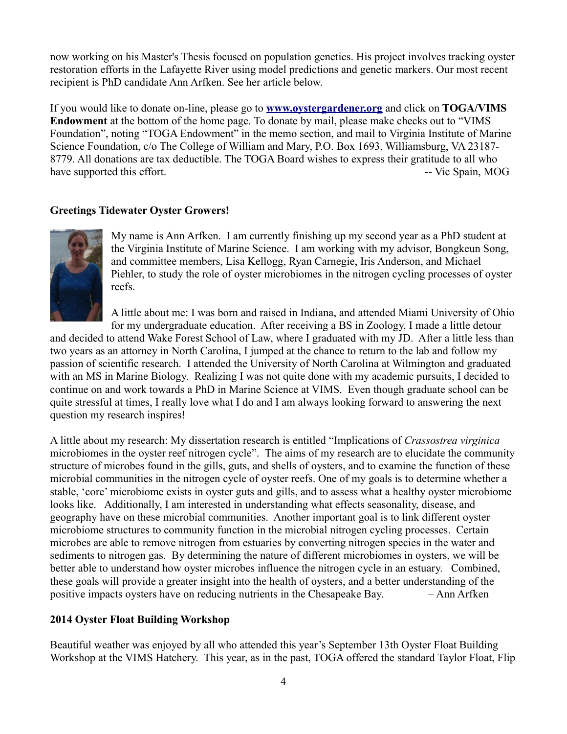now working on his Master's Thesis focused on population genetics. His project involves tracking oyster restoration efforts in the Lafayette River using model predictions and genetic markers. Our most recent recipient is PhD candidate Ann Arfken. See her article below.

If you would like to donate on-line, please go to **www.oystergardener.org** and click on **TOGA/VIMS Endowment** at the bottom of the home page. To donate by mail, please make checks out to "VIMS Foundation", noting "TOGA Endowment" in the memo section, and mail to Virginia Institute of Marine Science Foundation, c/o The College of William and Mary, P.O. Box 1693, Williamsburg, VA 23187-8779. All donations are tax deductible. The TOGA Board wishes to express their gratitude to all who have supported this effort. -- Vic Spain, MOG

### Greetings Tidewater Oyster Growers!

My name is Ann Arfken. I am currently finishing up my second year as a PhD student at the Virginia Institute of Marine Science. I am working with my advisor, Bongkeun Song, and committee members, Lisa Kellogg, Ryan Carnegie, Iris Anderson, and Michael Piehler, to study the role of oyster microbiomes in the nitrogen cycling processes of oyster reefs.

A little about me: I was born and raised in Indiana, and attended Miami University of Ohio for my undergraduate education. After receiving a BS in Zoology, I made a little detour and decided to attend Wake Forest School of Law, where I graduated with my JD. After a little less than two years as an attorney in North Carolina, I jumped at the chance to return to the lab and follow my passion of scientific research. I attended the University of North Carolina at Wilmington and graduated with an MS in Marine Biology. Realizing I was not quite done with my academic pursuits, I decided to continue on and work towards a PhD in Marine Science at VIMS. Even though graduate school can be quite stressful at times, I really love what I do and I am always looking forward to answering the next question my research inspires!

A little about my research: My dissertation research is entitled "Implications of *Crassostrea virginica* microbiomes in the oyster reef nitrogen cycle". The aims of my research are to elucidate the community structure of microbes found in the gills, guts, and shells of oysters, and to examine the function of these microbial communities in the nitrogen cycle of oyster reefs. One of my goals is to determine whether a stable, 'core' microbiome exists in oyster guts and gills, and to assess what a healthy oyster microbiome looks like. Additionally, I am interested in understanding what effects seasonality, disease, and geography have on these microbial communities. Another important goal is to link different oyster microbiome structures to community function in the microbial nitrogen cycling processes. Certain microbes are able to remove nitrogen from estuaries by converting nitrogen species in the water and sediments to nitrogen gas. By determining the nature of different microbiomes in oysters, we will be better able to understand how oyster microbes influence the nitrogen cycle in an estuary. Combined, these goals will provide a greater insight into the health of oysters, and a better understanding of the positive impacts oysters have on reducing nutrients in the Chesapeake Bay. – Ann Arfken

### 2014 Oyster Float Building Workshop

Beautiful weather was enjoyed by all who attended this year's September 13th Oyster Float Building Workshop at the VIMS Hatchery. This year, as in the past, TOGA offered the standard Taylor Float, Flip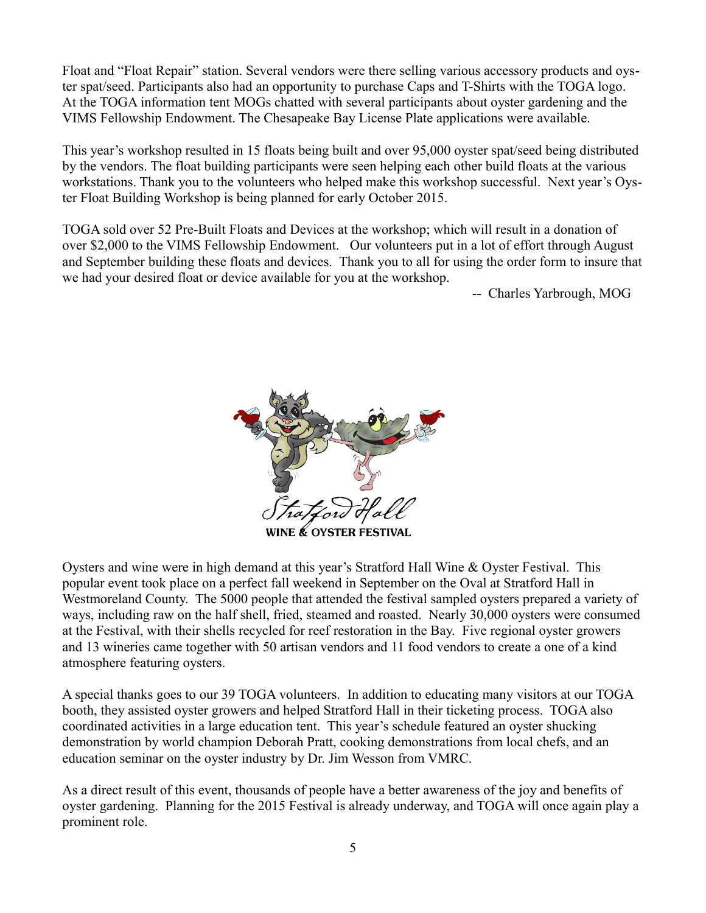Float and "Float Repair" station. Several vendors were there selling various accessory products and oyster spat/seed. Participants also had an opportunity to purchase Caps and T-Shirts with the TOGA logo. At the TOGA information tent MOGs chatted with several participants about oyster gardening and the VIMS Fellowship Endowment. The Chesapeake Bay License Plate applications were available.

This year's workshop resulted in 15 floats being built and over 95,000 oyster spat/seed being distributed by the vendors. The float building participants were seen helping each other build floats at the various workstations. Thank you to the volunteers who helped make this workshop successful. Next year's Oyster Float Building Workshop is being planned for early October 2015.

TOGA sold over 52 Pre-Built Floats and Devices at the workshop; which will result in a donation of over $2,000 to the VIMS Fellowship Endowment. Our volunteers put in a lot of effort through August and September building these floats and devices. Thank you to all for using the order form to insure that we had your desired float or device available for you at the workshop.

-- Charles Yarbrough, MOG

Stratford Hall

**WINE & OYSTER FESTIVAL**

Oysters and wine were in high demand at this year's Stratford Hall Wine & Oyster Festival. This popular event took place on a perfect fall weekend in September on the Oval at Stratford Hall in Westmoreland County. The 5000 people that attended the festival sampled oysters prepared a variety of ways, including raw on the half shell, fried, steamed and roasted. Nearly 30,000 oysters were consumed at the Festival, with their shells recycled for reef restoration in the Bay. Five regional oyster growers and 13 wineries came together with 50 artisan vendors and 11 food vendors to create a one of a kind atmosphere featuring oysters.

A special thanks goes to our 39 TOGA volunteers. In addition to educating many visitors at our TOGA booth, they assisted oyster growers and helped Stratford Hall in their ticketing process. TOGA also coordinated activities in a large education tent. This year's schedule featured an oyster shucking demonstration by world champion Deborah Pratt, cooking demonstrations from local chefs, and an education seminar on the oyster industry by Dr. Jim Wesson from VMRC.

As a direct result of this event, thousands of people have a better awareness of the joy and benefits of oyster gardening. Planning for the 2015 Festival is already underway, and TOGA will once again play a prominent role.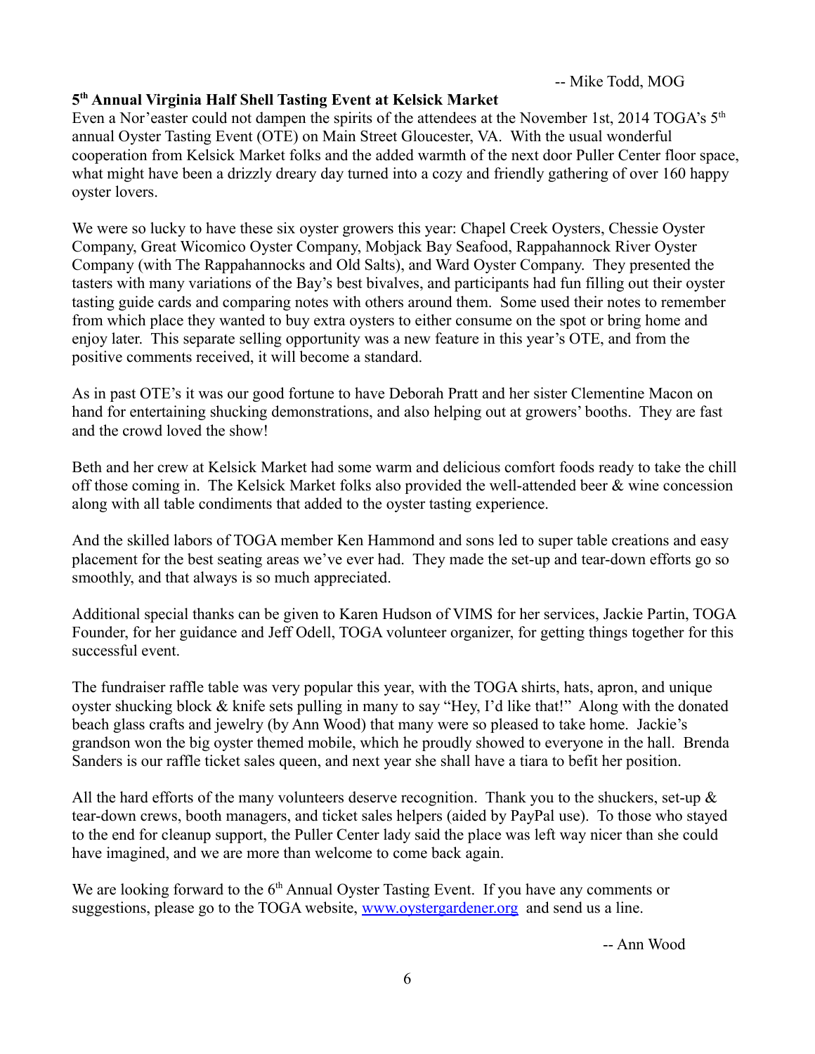-- Mike Todd, MOG

**5th Annual Virginia Half Shell Tasting Event at Kelsick Market**

Even a Nor'easter could not dampen the spirits of the attendees at the November 1st, 2014 TOGA's 5th annual Oyster Tasting Event (OTE) on Main Street Gloucester, VA. With the usual wonderful cooperation from Kelsick Market folks and the added warmth of the next door Puller Center floor space, what might have been a drizzly dreary day turned into a cozy and friendly gathering of over 160 happy oyster lovers.

We were so lucky to have these six oyster growers this year: Chapel Creek Oysters, Chessie Oyster Company, Great Wicomico Oyster Company, Mobjack Bay Seafood, Rappahannock River Oyster Company (with The Rappahannocks and Old Salts), and Ward Oyster Company. They presented the tasters with many variations of the Bay's best bivalves, and participants had fun filling out their oyster tasting guide cards and comparing notes with others around them. Some used their notes to remember from which place they wanted to buy extra oysters to either consume on the spot or bring home and enjoy later. This separate selling opportunity was a new feature in this year's OTE, and from the positive comments received, it will become a standard.

As in past OTE's it was our good fortune to have Deborah Pratt and her sister Clementine Macon on hand for entertaining shucking demonstrations, and also helping out at growers' booths. They are fast and the crowd loved the show!

Beth and her crew at Kelsick Market had some warm and delicious comfort foods ready to take the chill off those coming in. The Kelsick Market folks also provided the well-attended beer & wine concession along with all table condiments that added to the oyster tasting experience.

And the skilled labors of TOGA member Ken Hammond and sons led to super table creations and easy placement for the best seating areas we've ever had. They made the set-up and tear-down efforts go so smoothly, and that always is so much appreciated.

Additional special thanks can be given to Karen Hudson of VIMS for her services, Jackie Partin, TOGA Founder, for her guidance and Jeff Odell, TOGA volunteer organizer, for getting things together for this successful event.

The fundraiser raffle table was very popular this year, with the TOGA shirts, hats, apron, and unique oyster shucking block & knife sets pulling in many to say "Hey, I'd like that!" Along with the donated beach glass crafts and jewelry (by Ann Wood) that many were so pleased to take home. Jackie's grandson won the big oyster themed mobile, which he proudly showed to everyone in the hall. Brenda Sanders is our raffle ticket sales queen, and next year she shall have a tiara to befit her position.

All the hard efforts of the many volunteers deserve recognition. Thank you to the shuckers, set-up & tear-down crews, booth managers, and ticket sales helpers (aided by PayPal use). To those who stayed to the end for cleanup support, the Puller Center lady said the place was left way nicer than she could have imagined, and we are more than welcome to come back again.

We are looking forward to the 6th Annual Oyster Tasting Event. If you have any comments or suggestions, please go to the TOGA website, [www.oystergardener.org](http://www.oystergardener.org) and send us a line.

-- Ann Wood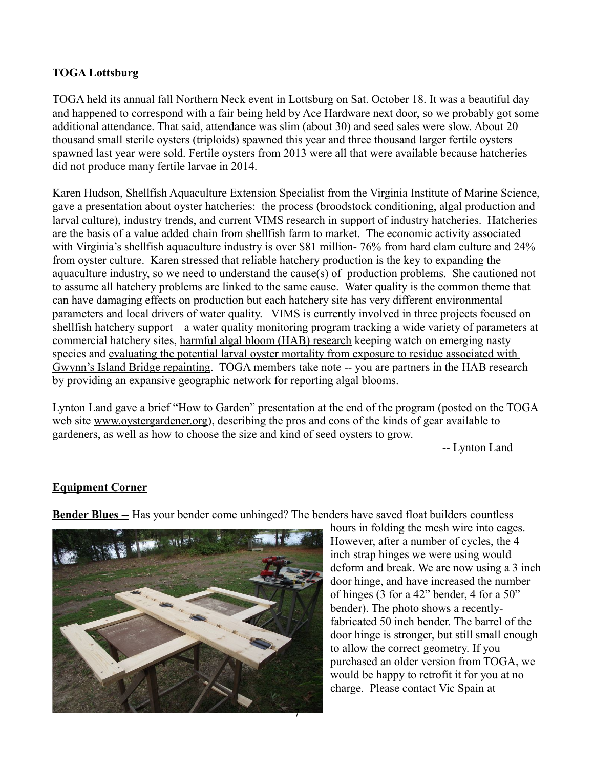**TOGA Lottsburg**

TOGA held its annual fall Northern Neck event in Lottsburg on Sat. October 18. It was a beautiful day and happened to correspond with a fair being held by Ace Hardware next door, so we probably got some additional attendance. That said, attendance was slim (about 30) and seed sales were slow. About 20 thousand small sterile oysters (triploids) spawned this year and three thousand larger fertile oysters spawned last year were sold. Fertile oysters from 2013 were all that were available because hatcheries did not produce many fertile larvae in 2014.

Karen Hudson, Shellfish Aquaculture Extension Specialist from the Virginia Institute of Marine Science, gave a presentation about oyster hatcheries: the process (broodstock conditioning, algal production and larval culture), industry trends, and current VIMS research in support of industry hatcheries. Hatcheries are the basis of a value added chain from shellfish farm to market. The economic activity associated with Virginia's shellfish aquaculture industry is over $81 million- 76% from hard clam culture and 24% from oyster culture. Karen stressed that reliable hatchery production is the key to expanding the aquaculture industry, so we need to understand the cause(s) of production problems. She cautioned not to assume all hatchery problems are linked to the same cause. Water quality is the common theme that can have damaging effects on production but each hatchery site has very different environmental parameters and local drivers of water quality. VIMS is currently involved in three projects focused on shellfish hatchery support – a water quality monitoring program tracking a wide variety of parameters at commercial hatchery sites, harmful algal bloom (HAB) research keeping watch on emerging nasty species and evaluating the potential larval oyster mortality from exposure to residue associated with Gwynn's Island Bridge repainting. TOGA members take note -- you are partners in the HAB research by providing an expansive geographic network for reporting algal blooms.

Lynton Land gave a brief "How to Garden" presentation at the end of the program (posted on the TOGA web site www.oystergardener.org), describing the pros and cons of the kinds of gear available to gardeners, as well as how to choose the size and kind of seed oysters to grow.

-- Lynton Land

**Equipment Corner**

**Bender Blues --** Has your bender come unhinged? The benders have saved float builders countless hours in folding the mesh wire into cages. However, after a number of cycles, the 4 inch strap hinges we were using would deform and break. We are now using a 3 inch door hinge, and have increased the number of hinges (3 for a 42" bender, 4 for a 50" bender). The photo shows a recently-fabricated 50 inch bender. The barrel of the door hinge is stronger, but still small enough to allow the correct geometry. If you purchased an older version from TOGA, we would be happy to retrofit it for you at no charge. Please contact Vic Spain at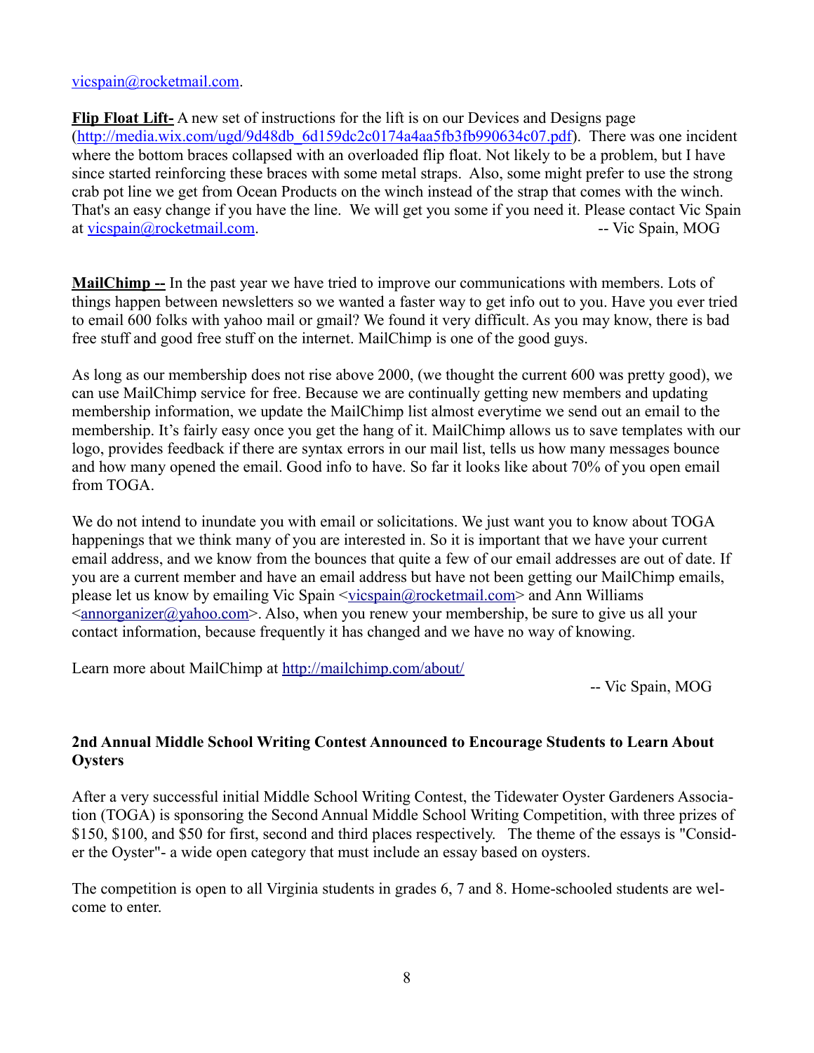vicspain@rocketmail.com.

**Flip Float Lift-** A new set of instructions for the lift is on our Devices and Designs page (http://media.wix.com/ugd/9d48db_6d159dc2c0174a4aa5fb3fb990634c07.pdf). There was one incident where the bottom braces collapsed with an overloaded flip float. Not likely to be a problem, but I have since started reinforcing these braces with some metal straps. Also, some might prefer to use the strong crab pot line we get from Ocean Products on the winch instead of the strap that comes with the winch. That's an easy change if you have the line. We will get you some if you need it. Please contact Vic Spain at vicspain@rocketmail.com. -- Vic Spain, MOG

**MailChimp --** In the past year we have tried to improve our communications with members. Lots of things happen between newsletters so we wanted a faster way to get info out to you. Have you ever tried to email 600 folks with yahoo mail or gmail? We found it very difficult. As you may know, there is bad free stuff and good free stuff on the internet. MailChimp is one of the good guys.

As long as our membership does not rise above 2000, (we thought the current 600 was pretty good), we can use MailChimp service for free. Because we are continually getting new members and updating membership information, we update the MailChimp list almost everytime we send out an email to the membership. It's fairly easy once you get the hang of it. MailChimp allows us to save templates with our logo, provides feedback if there are syntax errors in our mail list, tells us how many messages bounce and how many opened the email. Good info to have. So far it looks like about 70% of you open email from TOGA.

We do not intend to inundate you with email or solicitations. We just want you to know about TOGA happenings that we think many of you are interested in. So it is important that we have your current email address, and we know from the bounces that quite a few of our email addresses are out of date. If you are a current member and have an email address but have not been getting our MailChimp emails, please let us know by emailing Vic Spain <vicspain@rocketmail.com> and Ann Williams <annorganizer@yahoo.com>. Also, when you renew your membership, be sure to give us all your contact information, because frequently it has changed and we have no way of knowing.

Learn more about MailChimp at http://mailchimp.com/about/

-- Vic Spain, MOG

**2nd Annual Middle School Writing Contest Announced to Encourage Students to Learn About Oysters**

After a very successful initial Middle School Writing Contest, the Tidewater Oyster Gardeners Association (TOGA) is sponsoring the Second Annual Middle School Writing Competition, with three prizes of $150, $100, and $50 for first, second and third places respectively. The theme of the essays is "Consider the Oyster"- a wide open category that must include an essay based on oysters.

The competition is open to all Virginia students in grades 6, 7 and 8. Home-schooled students are welcome to enter.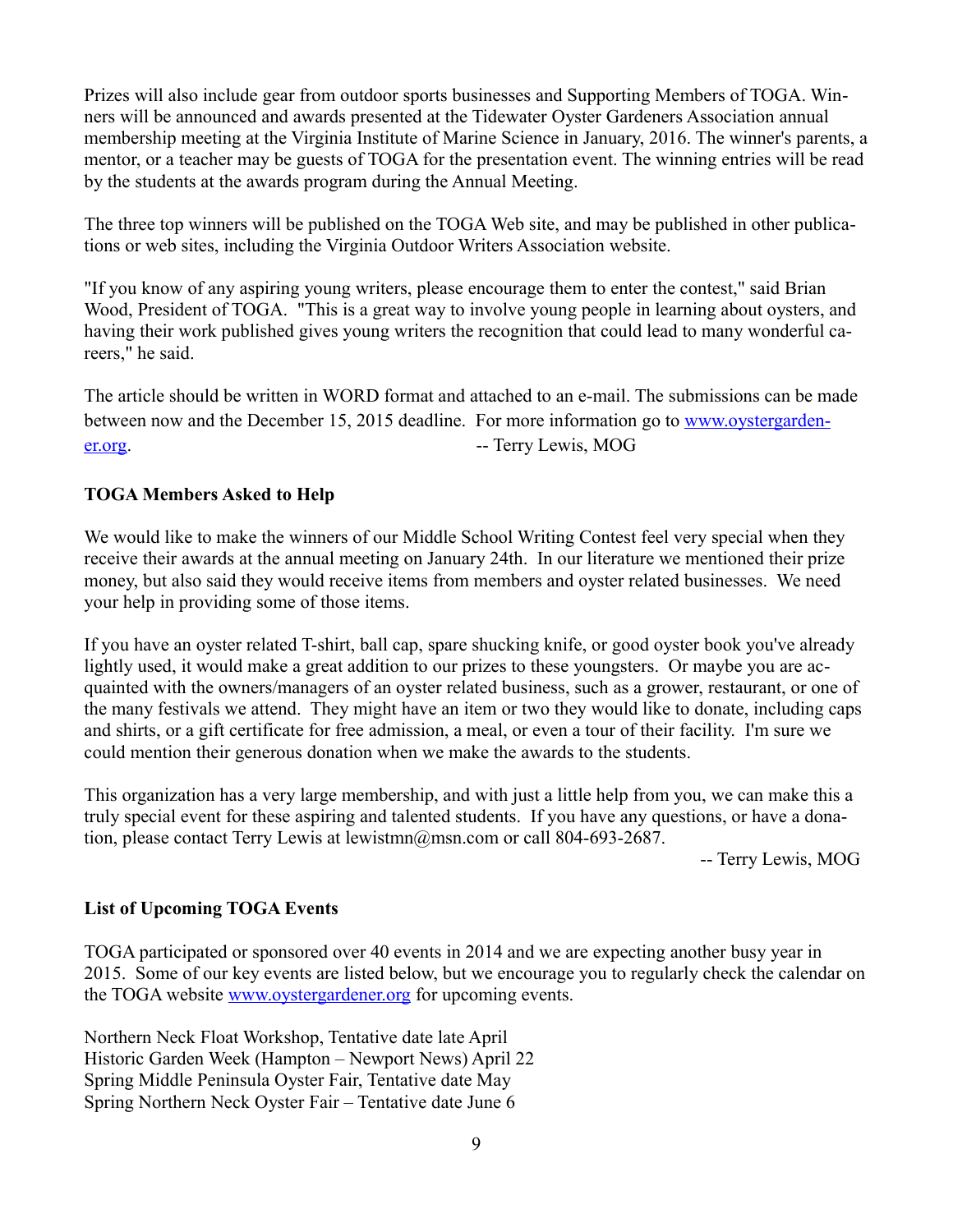Prizes will also include gear from outdoor sports businesses and Supporting Members of TOGA. Winners will be announced and awards presented at the Tidewater Oyster Gardeners Association annual membership meeting at the Virginia Institute of Marine Science in January, 2016. The winner's parents, a mentor, or a teacher may be guests of TOGA for the presentation event. The winning entries will be read by the students at the awards program during the Annual Meeting.

The three top winners will be published on the TOGA Web site, and may be published in other publications or web sites, including the Virginia Outdoor Writers Association website.

"If you know of any aspiring young writers, please encourage them to enter the contest," said Brian Wood, President of TOGA. "This is a great way to involve young people in learning about oysters, and having their work published gives young writers the recognition that could lead to many wonderful careers," he said.

The article should be written in WORD format and attached to an e-mail. The submissions can be made between now and the December 15, 2015 deadline. For more information go to [www.oystergardener.org](http://www.oystergardener.org). -- Terry Lewis, MOG

**TOGA Members Asked to Help**

We would like to make the winners of our Middle School Writing Contest feel very special when they receive their awards at the annual meeting on January 24th. In our literature we mentioned their prize money, but also said they would receive items from members and oyster related businesses. We need your help in providing some of those items.

If you have an oyster related T-shirt, ball cap, spare shucking knife, or good oyster book you've already lightly used, it would make a great addition to our prizes to these youngsters. Or maybe you are acquainted with the owners/managers of an oyster related business, such as a grower, restaurant, or one of the many festivals we attend. They might have an item or two they would like to donate, including caps and shirts, or a gift certificate for free admission, a meal, or even a tour of their facility. I'm sure we could mention their generous donation when we make the awards to the students.

This organization has a very large membership, and with just a little help from you, we can make this a truly special event for these aspiring and talented students. If you have any questions, or have a donation, please contact Terry Lewis at lewistmn@msn.com or call 804-693-2687.

-- Terry Lewis, MOG

**List of Upcoming TOGA Events**

TOGA participated or sponsored over 40 events in 2014 and we are expecting another busy year in 2015. Some of our key events are listed below, but we encourage you to regularly check the calendar on the TOGA website [www.oystergardener.org](http://www.oystergardener.org) for upcoming events.

Northern Neck Float Workshop, Tentative date late April
Historic Garden Week (Hampton – Newport News) April 22
Spring Middle Peninsula Oyster Fair, Tentative date May
Spring Northern Neck Oyster Fair – Tentative date June 6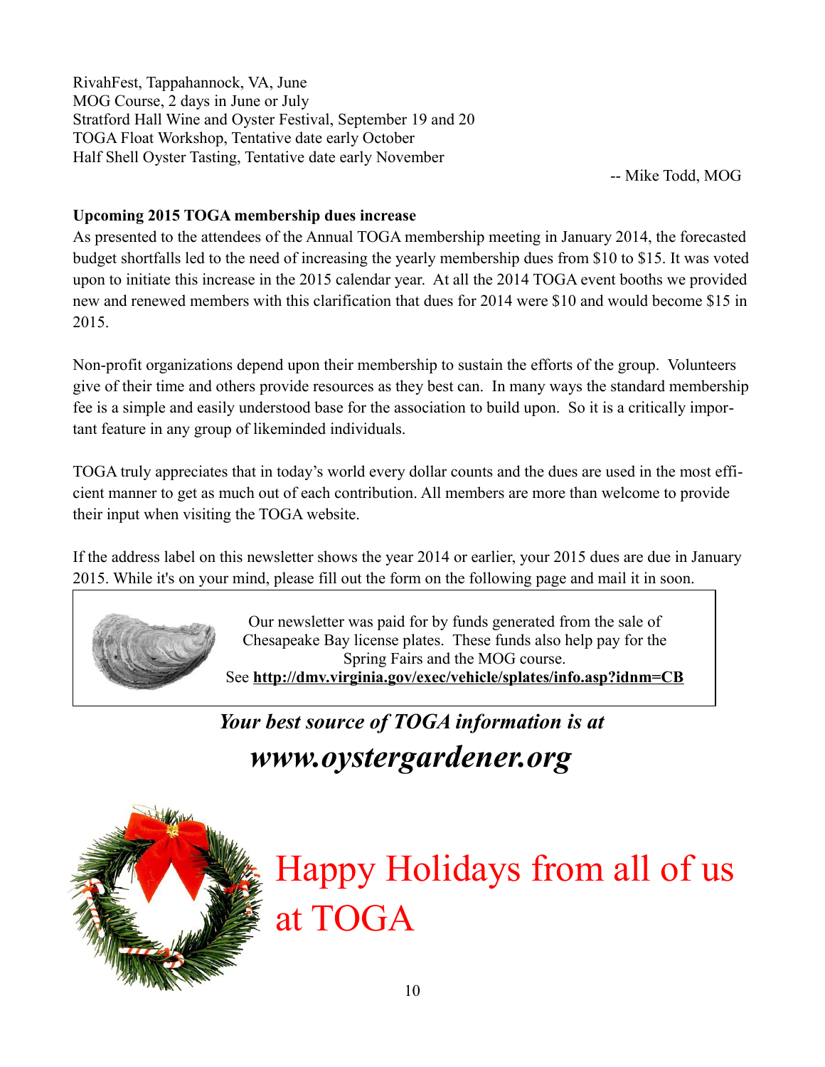RivahFest, Tappahannock, VA, June
MOG Course, 2 days in June or July
Stratford Hall Wine and Oyster Festival, September 19 and 20
TOGA Float Workshop, Tentative date early October
Half Shell Oyster Tasting, Tentative date early November

-- Mike Todd, MOG

**Upcoming 2015 TOGA membership dues increase**

As presented to the attendees of the Annual TOGA membership meeting in January 2014, the forecasted budget shortfalls led to the need of increasing the yearly membership dues from $10 to $15. It was voted upon to initiate this increase in the 2015 calendar year. At all the 2014 TOGA event booths we provided new and renewed members with this clarification that dues for 2014 were $10 and would become $15 in 2015.

Non-profit organizations depend upon their membership to sustain the efforts of the group. Volunteers give of their time and others provide resources as they best can. In many ways the standard membership fee is a simple and easily understood base for the association to build upon. So it is a critically important feature in any group of likeminded individuals.

TOGA truly appreciates that in today's world every dollar counts and the dues are used in the most efficient manner to get as much out of each contribution. All members are more than welcome to provide their input when visiting the TOGA website.

If the address label on this newsletter shows the year 2014 or earlier, your 2015 dues are due in January 2015. While it's on your mind, please fill out the form on the following page and mail it in soon.

Our newsletter was paid for by funds generated from the sale of Chesapeake Bay license plates. These funds also help pay for the Spring Fairs and the MOG course.
See **http://dmv.virginia.gov/exec/vehicle/splates/info.asp?idnm=CB**

***Your best source of TOGA information is at***

***www.oystergardener.org***

Happy Holidays from all of us at TOGA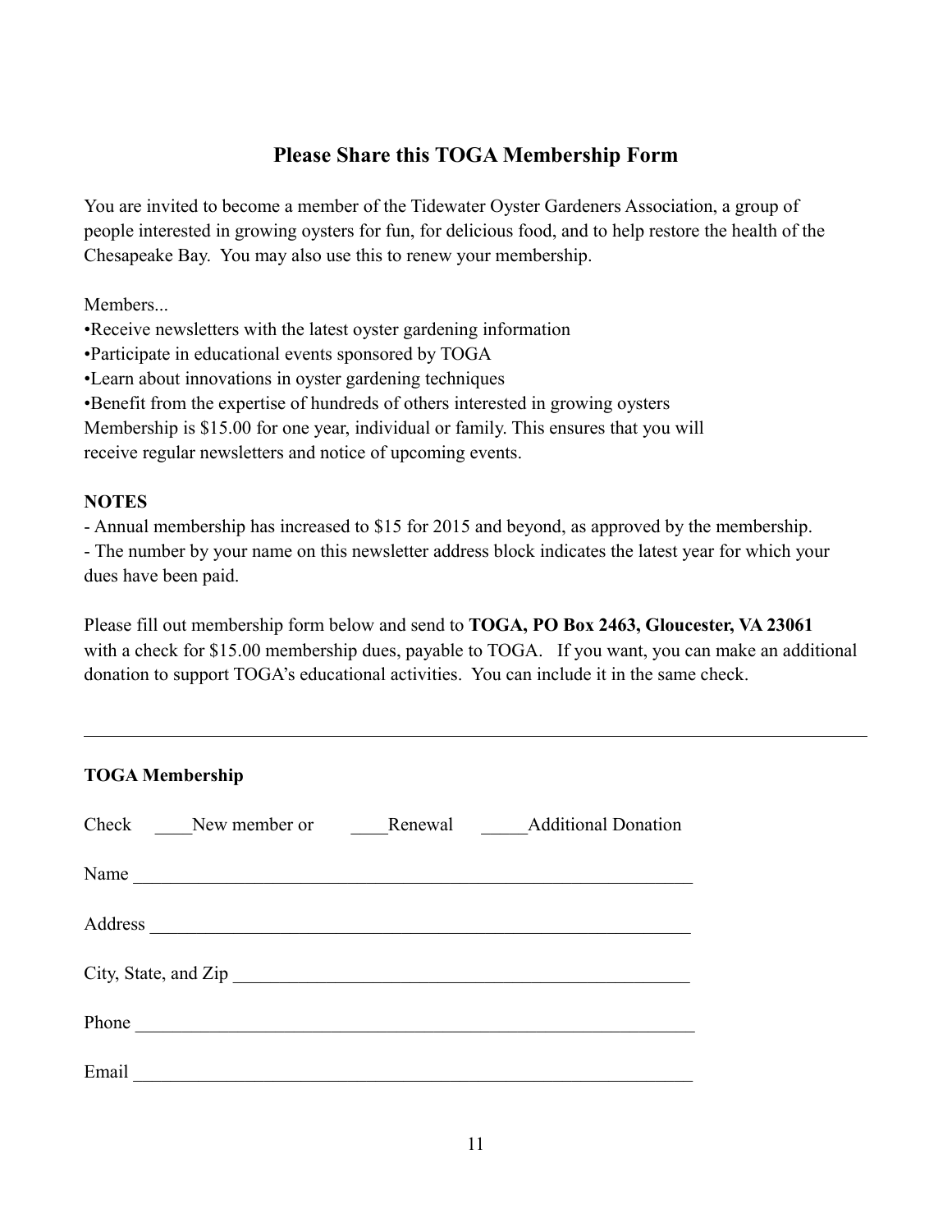## Please Share this TOGA Membership Form

You are invited to become a member of the Tidewater Oyster Gardeners Association, a group of people interested in growing oysters for fun, for delicious food, and to help restore the health of the Chesapeake Bay. You may also use this to renew your membership.

Members...

- Receive newsletters with the latest oyster gardening information
- Participate in educational events sponsored by TOGA
- Learn about innovations in oyster gardening techniques
- Benefit from the expertise of hundreds of others interested in growing oysters

Membership is $15.00 for one year, individual or family. This ensures that you will receive regular newsletters and notice of upcoming events.

**NOTES**

- Annual membership has increased to $15 for 2015 and beyond, as approved by the membership.
- The number by your name on this newsletter address block indicates the latest year for which your dues have been paid.

Please fill out membership form below and send to **TOGA, PO Box 2463, Gloucester, VA 23061** with a check for $15.00 membership dues, payable to TOGA. If you want, you can make an additional donation to support TOGA's educational activities. You can include it in the same check.

---

**TOGA Membership**

Check ____New member or ____Renewal _____Additional Donation

Name ____________________________________________________________

Address __________________________________________________________

City, State, and Zip _________________________________________________

Phone ____________________________________________________________

Email ____________________________________________________________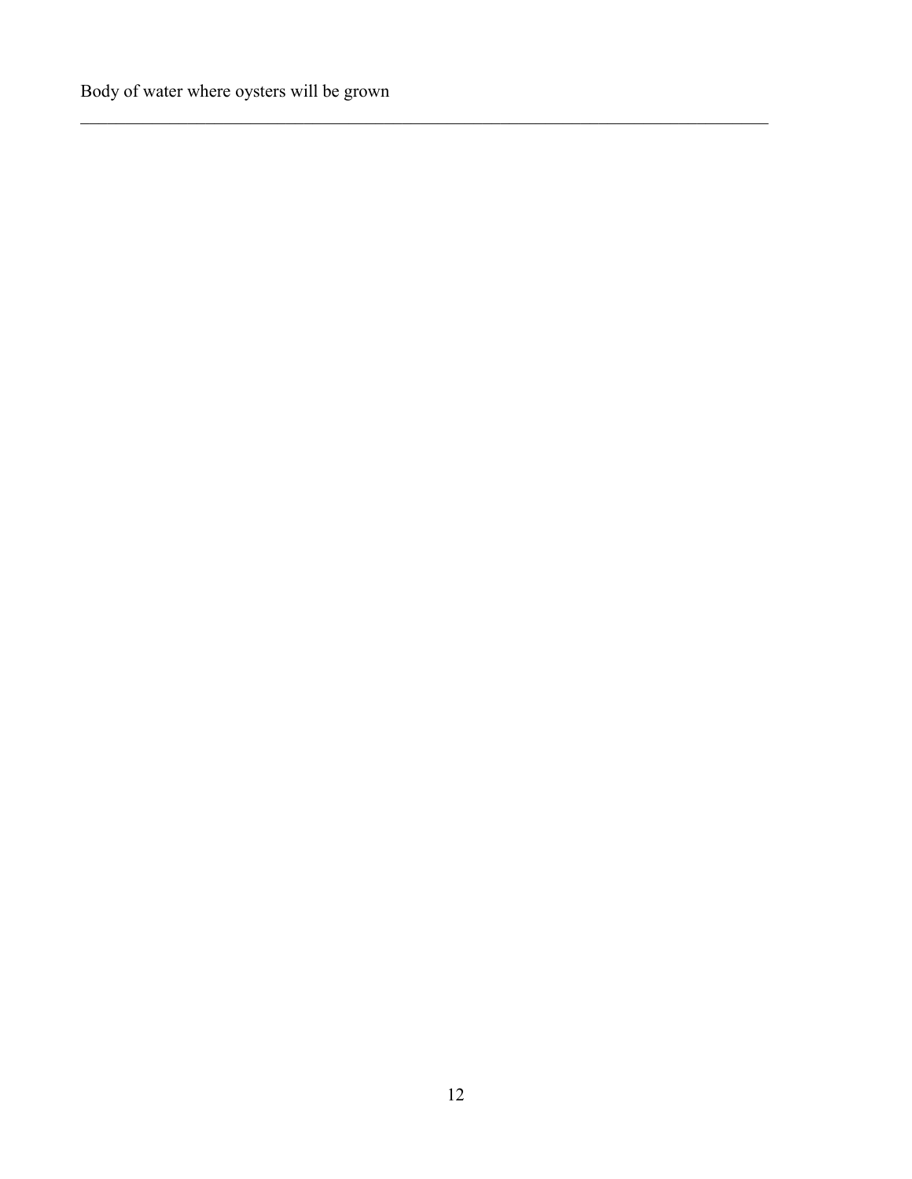Body of water where oysters will be grown

_______________________________________________________________________________